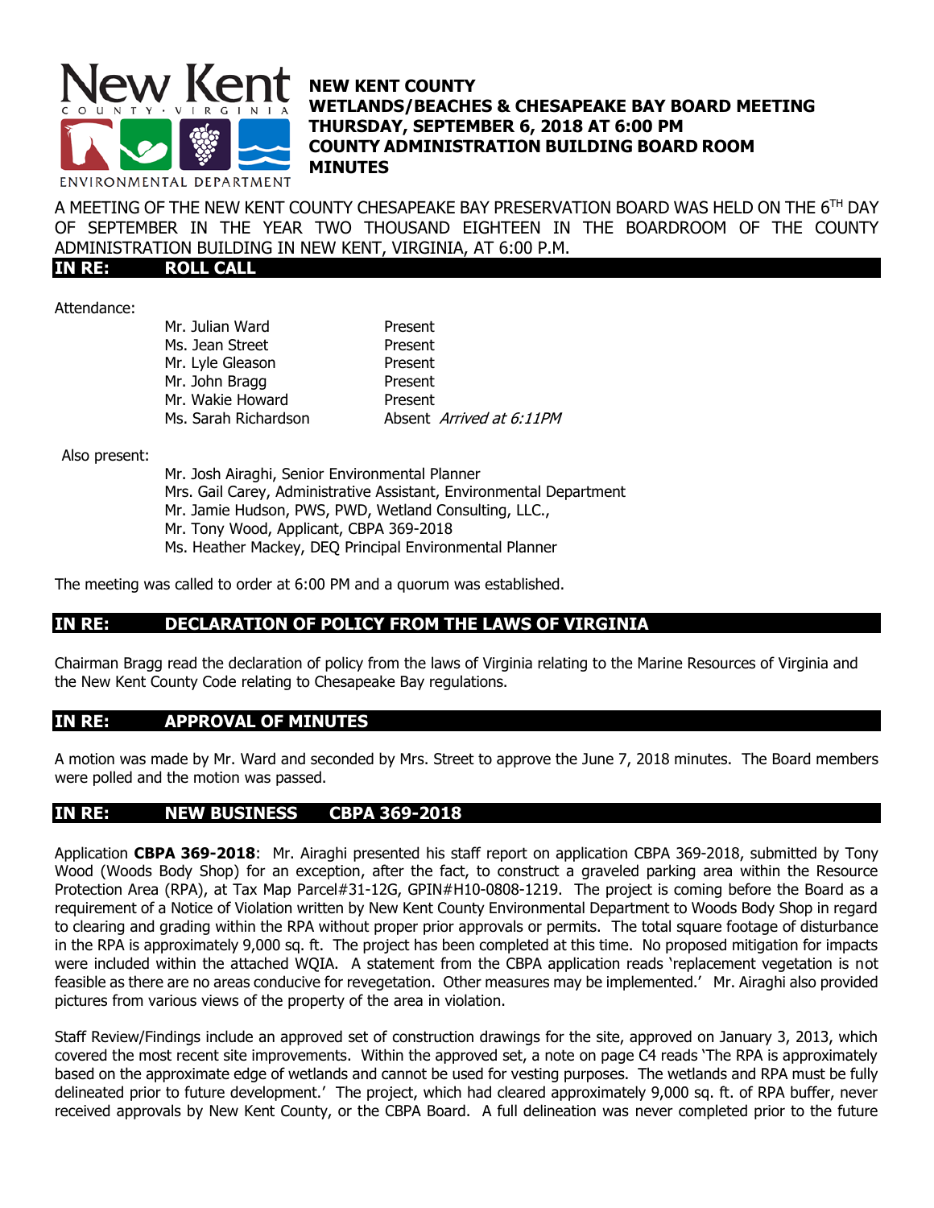New Kent County Virginia — Environmental Department

# NEW KENT COUNTY
## WETLANDS/BEACHES & CHESAPEAKE BAY BOARD MEETING
## THURSDAY, SEPTEMBER 6, 2018 AT 6:00 PM
## COUNTY ADMINISTRATION BUILDING BOARD ROOM
## MINUTES

A MEETING OF THE NEW KENT COUNTY CHESAPEAKE BAY PRESERVATION BOARD WAS HELD ON THE 6TH DAY OF SEPTEMBER IN THE YEAR TWO THOUSAND EIGHTEEN IN THE BOARDROOM OF THE COUNTY ADMINISTRATION BUILDING IN NEW KENT, VIRGINIA, AT 6:00 P.M.

## IN RE: ROLL CALL

Attendance:

| | |
|---|---|
| Mr. Julian Ward | Present |
| Ms. Jean Street | Present |
| Mr. Lyle Gleason | Present |
| Mr. John Bragg | Present |
| Mr. Wakie Howard | Present |
| Ms. Sarah Richardson | Absent *Arrived at 6:11PM* |

Also present:

Mr. Josh Airaghi, Senior Environmental Planner
Mrs. Gail Carey, Administrative Assistant, Environmental Department
Mr. Jamie Hudson, PWS, PWD, Wetland Consulting, LLC.,
Mr. Tony Wood, Applicant, CBPA 369-2018
Ms. Heather Mackey, DEQ Principal Environmental Planner

The meeting was called to order at 6:00 PM and a quorum was established.

## IN RE: DECLARATION OF POLICY FROM THE LAWS OF VIRGINIA

Chairman Bragg read the declaration of policy from the laws of Virginia relating to the Marine Resources of Virginia and the New Kent County Code relating to Chesapeake Bay regulations.

## IN RE: APPROVAL OF MINUTES

A motion was made by Mr. Ward and seconded by Mrs. Street to approve the June 7, 2018 minutes. The Board members were polled and the motion was passed.

## IN RE: NEW BUSINESS CBPA 369-2018

Application **CBPA 369-2018**: Mr. Airaghi presented his staff report on application CBPA 369-2018, submitted by Tony Wood (Woods Body Shop) for an exception, after the fact, to construct a graveled parking area within the Resource Protection Area (RPA), at Tax Map Parcel#31-12G, GPIN#H10-0808-1219. The project is coming before the Board as a requirement of a Notice of Violation written by New Kent County Environmental Department to Woods Body Shop in regard to clearing and grading within the RPA without proper prior approvals or permits. The total square footage of disturbance in the RPA is approximately 9,000 sq. ft. The project has been completed at this time. No proposed mitigation for impacts were included within the attached WQIA. A statement from the CBPA application reads 'replacement vegetation is not feasible as there are no areas conducive for revegetation. Other measures may be implemented.' Mr. Airaghi also provided pictures from various views of the property of the area in violation.

Staff Review/Findings include an approved set of construction drawings for the site, approved on January 3, 2013, which covered the most recent site improvements. Within the approved set, a note on page C4 reads 'The RPA is approximately based on the approximate edge of wetlands and cannot be used for vesting purposes. The wetlands and RPA must be fully delineated prior to future development.' The project, which had cleared approximately 9,000 sq. ft. of RPA buffer, never received approvals by New Kent County, or the CBPA Board. A full delineation was never completed prior to the future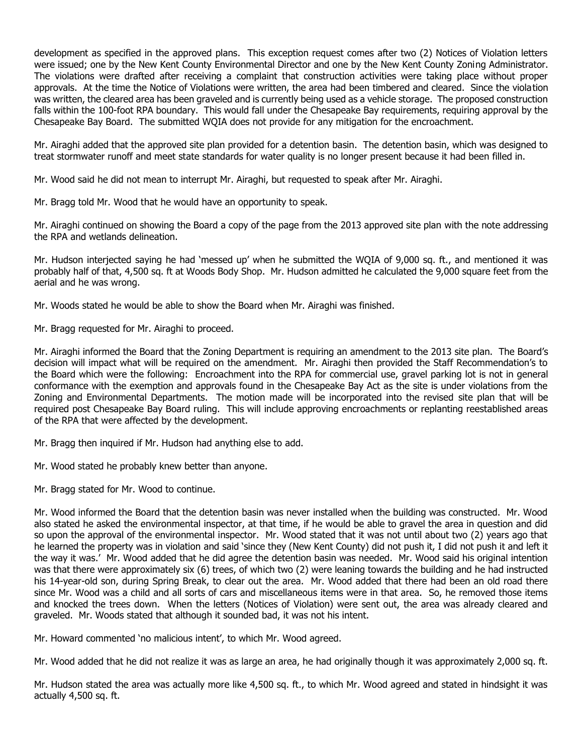development as specified in the approved plans. This exception request comes after two (2) Notices of Violation letters were issued; one by the New Kent County Environmental Director and one by the New Kent County Zoning Administrator. The violations were drafted after receiving a complaint that construction activities were taking place without proper approvals. At the time the Notice of Violations were written, the area had been timbered and cleared. Since the violation was written, the cleared area has been graveled and is currently being used as a vehicle storage. The proposed construction falls within the 100-foot RPA boundary. This would fall under the Chesapeake Bay requirements, requiring approval by the Chesapeake Bay Board. The submitted WQIA does not provide for any mitigation for the encroachment.

Mr. Airaghi added that the approved site plan provided for a detention basin. The detention basin, which was designed to treat stormwater runoff and meet state standards for water quality is no longer present because it had been filled in.

Mr. Wood said he did not mean to interrupt Mr. Airaghi, but requested to speak after Mr. Airaghi.

Mr. Bragg told Mr. Wood that he would have an opportunity to speak.

Mr. Airaghi continued on showing the Board a copy of the page from the 2013 approved site plan with the note addressing the RPA and wetlands delineation.

Mr. Hudson interjected saying he had 'messed up' when he submitted the WQIA of 9,000 sq. ft., and mentioned it was probably half of that, 4,500 sq. ft at Woods Body Shop. Mr. Hudson admitted he calculated the 9,000 square feet from the aerial and he was wrong.

Mr. Woods stated he would be able to show the Board when Mr. Airaghi was finished.

Mr. Bragg requested for Mr. Airaghi to proceed.

Mr. Airaghi informed the Board that the Zoning Department is requiring an amendment to the 2013 site plan. The Board's decision will impact what will be required on the amendment. Mr. Airaghi then provided the Staff Recommendation's to the Board which were the following: Encroachment into the RPA for commercial use, gravel parking lot is not in general conformance with the exemption and approvals found in the Chesapeake Bay Act as the site is under violations from the Zoning and Environmental Departments. The motion made will be incorporated into the revised site plan that will be required post Chesapeake Bay Board ruling. This will include approving encroachments or replanting reestablished areas of the RPA that were affected by the development.

Mr. Bragg then inquired if Mr. Hudson had anything else to add.

Mr. Wood stated he probably knew better than anyone.

Mr. Bragg stated for Mr. Wood to continue.

Mr. Wood informed the Board that the detention basin was never installed when the building was constructed. Mr. Wood also stated he asked the environmental inspector, at that time, if he would be able to gravel the area in question and did so upon the approval of the environmental inspector. Mr. Wood stated that it was not until about two (2) years ago that he learned the property was in violation and said 'since they (New Kent County) did not push it, I did not push it and left it the way it was.' Mr. Wood added that he did agree the detention basin was needed. Mr. Wood said his original intention was that there were approximately six (6) trees, of which two (2) were leaning towards the building and he had instructed his 14-year-old son, during Spring Break, to clear out the area. Mr. Wood added that there had been an old road there since Mr. Wood was a child and all sorts of cars and miscellaneous items were in that area. So, he removed those items and knocked the trees down. When the letters (Notices of Violation) were sent out, the area was already cleared and graveled. Mr. Woods stated that although it sounded bad, it was not his intent.

Mr. Howard commented 'no malicious intent', to which Mr. Wood agreed.

Mr. Wood added that he did not realize it was as large an area, he had originally though it was approximately 2,000 sq. ft.

Mr. Hudson stated the area was actually more like 4,500 sq. ft., to which Mr. Wood agreed and stated in hindsight it was actually 4,500 sq. ft.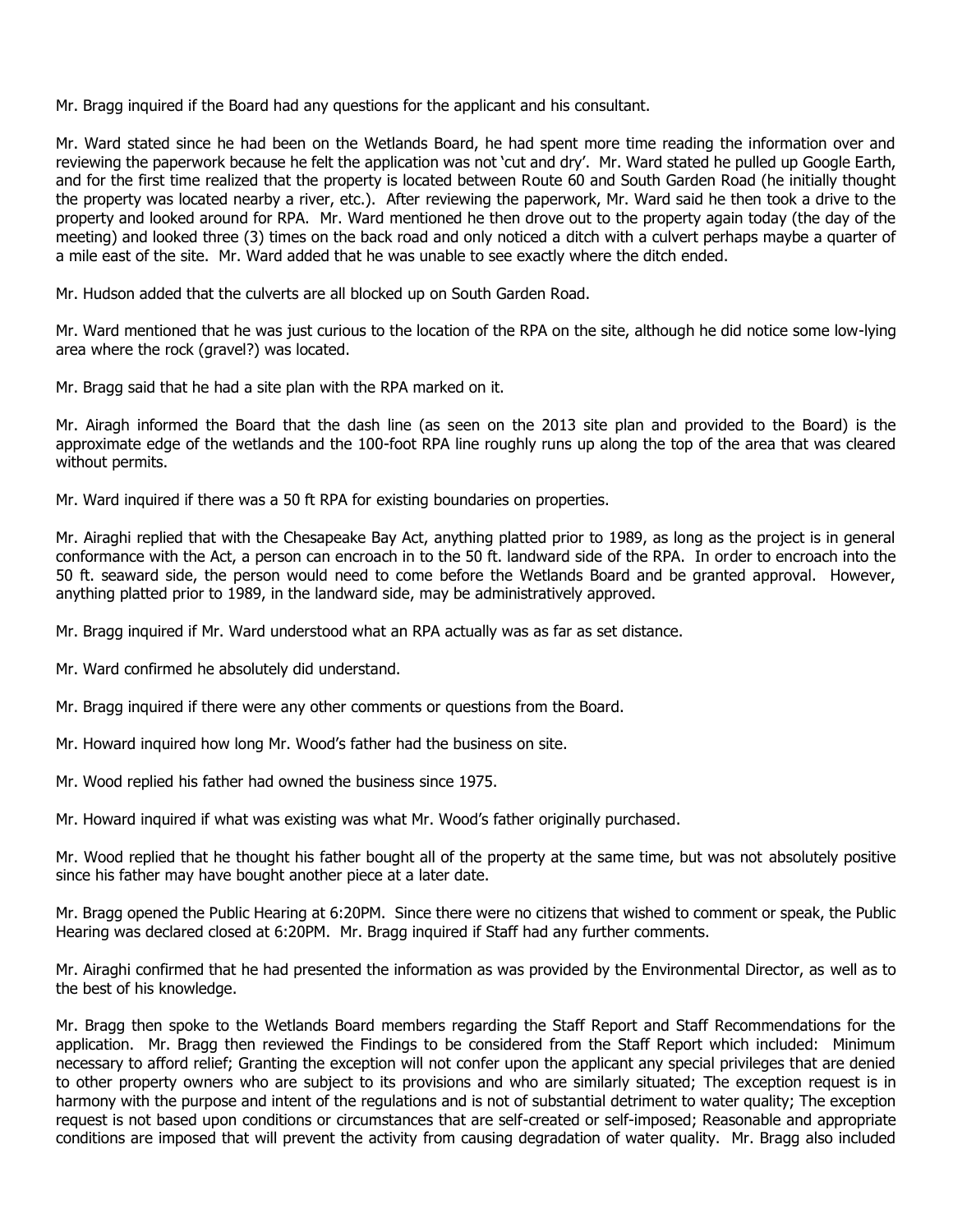Mr. Bragg inquired if the Board had any questions for the applicant and his consultant.

Mr. Ward stated since he had been on the Wetlands Board, he had spent more time reading the information over and reviewing the paperwork because he felt the application was not 'cut and dry'. Mr. Ward stated he pulled up Google Earth, and for the first time realized that the property is located between Route 60 and South Garden Road (he initially thought the property was located nearby a river, etc.). After reviewing the paperwork, Mr. Ward said he then took a drive to the property and looked around for RPA. Mr. Ward mentioned he then drove out to the property again today (the day of the meeting) and looked three (3) times on the back road and only noticed a ditch with a culvert perhaps maybe a quarter of a mile east of the site. Mr. Ward added that he was unable to see exactly where the ditch ended.

Mr. Hudson added that the culverts are all blocked up on South Garden Road.

Mr. Ward mentioned that he was just curious to the location of the RPA on the site, although he did notice some low-lying area where the rock (gravel?) was located.

Mr. Bragg said that he had a site plan with the RPA marked on it.

Mr. Airagh informed the Board that the dash line (as seen on the 2013 site plan and provided to the Board) is the approximate edge of the wetlands and the 100-foot RPA line roughly runs up along the top of the area that was cleared without permits.

Mr. Ward inquired if there was a 50 ft RPA for existing boundaries on properties.

Mr. Airaghi replied that with the Chesapeake Bay Act, anything platted prior to 1989, as long as the project is in general conformance with the Act, a person can encroach in to the 50 ft. landward side of the RPA. In order to encroach into the 50 ft. seaward side, the person would need to come before the Wetlands Board and be granted approval. However, anything platted prior to 1989, in the landward side, may be administratively approved.

Mr. Bragg inquired if Mr. Ward understood what an RPA actually was as far as set distance.

Mr. Ward confirmed he absolutely did understand.

Mr. Bragg inquired if there were any other comments or questions from the Board.

Mr. Howard inquired how long Mr. Wood's father had the business on site.

Mr. Wood replied his father had owned the business since 1975.

Mr. Howard inquired if what was existing was what Mr. Wood's father originally purchased.

Mr. Wood replied that he thought his father bought all of the property at the same time, but was not absolutely positive since his father may have bought another piece at a later date.

Mr. Bragg opened the Public Hearing at 6:20PM. Since there were no citizens that wished to comment or speak, the Public Hearing was declared closed at 6:20PM. Mr. Bragg inquired if Staff had any further comments.

Mr. Airaghi confirmed that he had presented the information as was provided by the Environmental Director, as well as to the best of his knowledge.

Mr. Bragg then spoke to the Wetlands Board members regarding the Staff Report and Staff Recommendations for the application. Mr. Bragg then reviewed the Findings to be considered from the Staff Report which included: Minimum necessary to afford relief; Granting the exception will not confer upon the applicant any special privileges that are denied to other property owners who are subject to its provisions and who are similarly situated; The exception request is in harmony with the purpose and intent of the regulations and is not of substantial detriment to water quality; The exception request is not based upon conditions or circumstances that are self-created or self-imposed; Reasonable and appropriate conditions are imposed that will prevent the activity from causing degradation of water quality. Mr. Bragg also included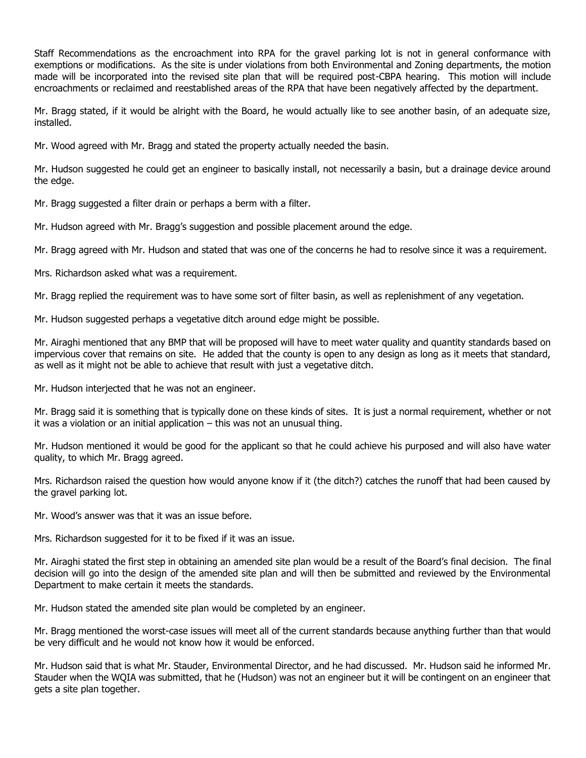Staff Recommendations as the encroachment into RPA for the gravel parking lot is not in general conformance with exemptions or modifications. As the site is under violations from both Environmental and Zoning departments, the motion made will be incorporated into the revised site plan that will be required post-CBPA hearing. This motion will include encroachments or reclaimed and reestablished areas of the RPA that have been negatively affected by the department.

Mr. Bragg stated, if it would be alright with the Board, he would actually like to see another basin, of an adequate size, installed.

Mr. Wood agreed with Mr. Bragg and stated the property actually needed the basin.

Mr. Hudson suggested he could get an engineer to basically install, not necessarily a basin, but a drainage device around the edge.

Mr. Bragg suggested a filter drain or perhaps a berm with a filter.

Mr. Hudson agreed with Mr. Bragg's suggestion and possible placement around the edge.

Mr. Bragg agreed with Mr. Hudson and stated that was one of the concerns he had to resolve since it was a requirement.

Mrs. Richardson asked what was a requirement.

Mr. Bragg replied the requirement was to have some sort of filter basin, as well as replenishment of any vegetation.

Mr. Hudson suggested perhaps a vegetative ditch around edge might be possible.

Mr. Airaghi mentioned that any BMP that will be proposed will have to meet water quality and quantity standards based on impervious cover that remains on site. He added that the county is open to any design as long as it meets that standard, as well as it might not be able to achieve that result with just a vegetative ditch.

Mr. Hudson interjected that he was not an engineer.

Mr. Bragg said it is something that is typically done on these kinds of sites. It is just a normal requirement, whether or not it was a violation or an initial application – this was not an unusual thing.

Mr. Hudson mentioned it would be good for the applicant so that he could achieve his purposed and will also have water quality, to which Mr. Bragg agreed.

Mrs. Richardson raised the question how would anyone know if it (the ditch?) catches the runoff that had been caused by the gravel parking lot.

Mr. Wood's answer was that it was an issue before.

Mrs. Richardson suggested for it to be fixed if it was an issue.

Mr. Airaghi stated the first step in obtaining an amended site plan would be a result of the Board's final decision. The final decision will go into the design of the amended site plan and will then be submitted and reviewed by the Environmental Department to make certain it meets the standards.

Mr. Hudson stated the amended site plan would be completed by an engineer.

Mr. Bragg mentioned the worst-case issues will meet all of the current standards because anything further than that would be very difficult and he would not know how it would be enforced.

Mr. Hudson said that is what Mr. Stauder, Environmental Director, and he had discussed. Mr. Hudson said he informed Mr. Stauder when the WQIA was submitted, that he (Hudson) was not an engineer but it will be contingent on an engineer that gets a site plan together.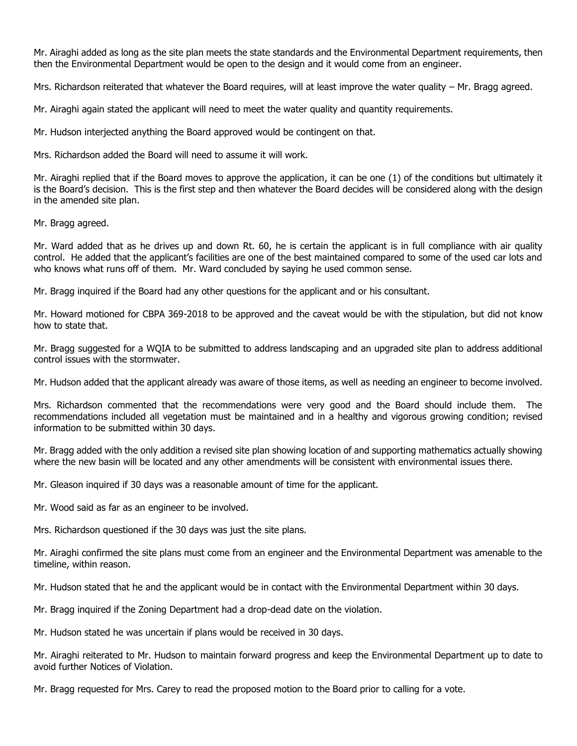Mr. Airaghi added as long as the site plan meets the state standards and the Environmental Department requirements, then then the Environmental Department would be open to the design and it would come from an engineer.

Mrs. Richardson reiterated that whatever the Board requires, will at least improve the water quality – Mr. Bragg agreed.

Mr. Airaghi again stated the applicant will need to meet the water quality and quantity requirements.

Mr. Hudson interjected anything the Board approved would be contingent on that.

Mrs. Richardson added the Board will need to assume it will work.

Mr. Airaghi replied that if the Board moves to approve the application, it can be one (1) of the conditions but ultimately it is the Board's decision. This is the first step and then whatever the Board decides will be considered along with the design in the amended site plan.

Mr. Bragg agreed.

Mr. Ward added that as he drives up and down Rt. 60, he is certain the applicant is in full compliance with air quality control. He added that the applicant's facilities are one of the best maintained compared to some of the used car lots and who knows what runs off of them. Mr. Ward concluded by saying he used common sense.

Mr. Bragg inquired if the Board had any other questions for the applicant and or his consultant.

Mr. Howard motioned for CBPA 369-2018 to be approved and the caveat would be with the stipulation, but did not know how to state that.

Mr. Bragg suggested for a WQIA to be submitted to address landscaping and an upgraded site plan to address additional control issues with the stormwater.

Mr. Hudson added that the applicant already was aware of those items, as well as needing an engineer to become involved.

Mrs. Richardson commented that the recommendations were very good and the Board should include them. The recommendations included all vegetation must be maintained and in a healthy and vigorous growing condition; revised information to be submitted within 30 days.

Mr. Bragg added with the only addition a revised site plan showing location of and supporting mathematics actually showing where the new basin will be located and any other amendments will be consistent with environmental issues there.

Mr. Gleason inquired if 30 days was a reasonable amount of time for the applicant.

Mr. Wood said as far as an engineer to be involved.

Mrs. Richardson questioned if the 30 days was just the site plans.

Mr. Airaghi confirmed the site plans must come from an engineer and the Environmental Department was amenable to the timeline, within reason.

Mr. Hudson stated that he and the applicant would be in contact with the Environmental Department within 30 days.

Mr. Bragg inquired if the Zoning Department had a drop-dead date on the violation.

Mr. Hudson stated he was uncertain if plans would be received in 30 days.

Mr. Airaghi reiterated to Mr. Hudson to maintain forward progress and keep the Environmental Department up to date to avoid further Notices of Violation.

Mr. Bragg requested for Mrs. Carey to read the proposed motion to the Board prior to calling for a vote.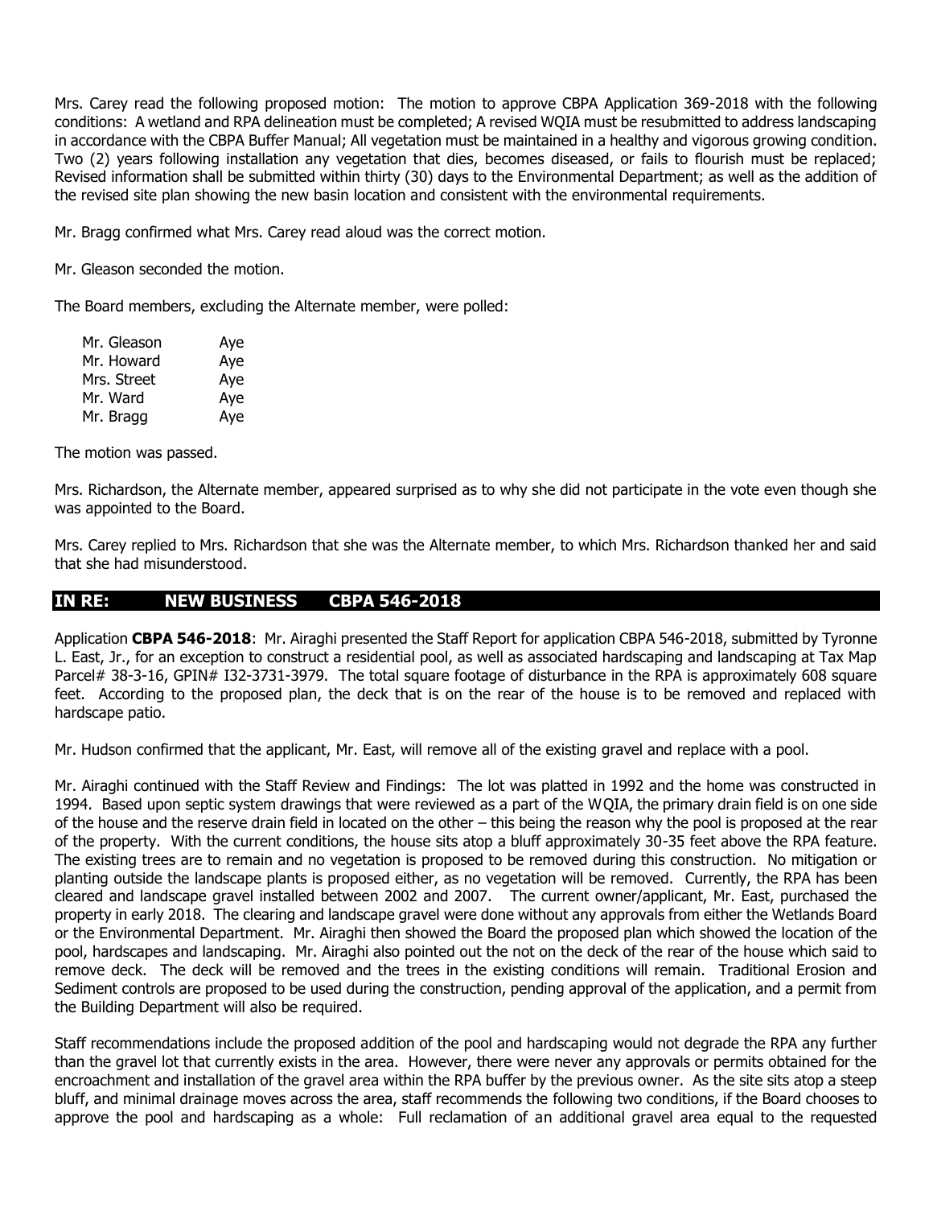Mrs. Carey read the following proposed motion: The motion to approve CBPA Application 369-2018 with the following conditions: A wetland and RPA delineation must be completed; A revised WQIA must be resubmitted to address landscaping in accordance with the CBPA Buffer Manual; All vegetation must be maintained in a healthy and vigorous growing condition. Two (2) years following installation any vegetation that dies, becomes diseased, or fails to flourish must be replaced; Revised information shall be submitted within thirty (30) days to the Environmental Department; as well as the addition of the revised site plan showing the new basin location and consistent with the environmental requirements.

Mr. Bragg confirmed what Mrs. Carey read aloud was the correct motion.

Mr. Gleason seconded the motion.

The Board members, excluding the Alternate member, were polled:

| | |
|---|---|
| Mr. Gleason | Aye |
| Mr. Howard | Aye |
| Mrs. Street | Aye |
| Mr. Ward | Aye |
| Mr. Bragg | Aye |

The motion was passed.

Mrs. Richardson, the Alternate member, appeared surprised as to why she did not participate in the vote even though she was appointed to the Board.

Mrs. Carey replied to Mrs. Richardson that she was the Alternate member, to which Mrs. Richardson thanked her and said that she had misunderstood.

## IN RE: NEW BUSINESS CBPA 546-2018

Application **CBPA 546-2018**: Mr. Airaghi presented the Staff Report for application CBPA 546-2018, submitted by Tyronne L. East, Jr., for an exception to construct a residential pool, as well as associated hardscaping and landscaping at Tax Map Parcel# 38-3-16, GPIN# I32-3731-3979. The total square footage of disturbance in the RPA is approximately 608 square feet. According to the proposed plan, the deck that is on the rear of the house is to be removed and replaced with hardscape patio.

Mr. Hudson confirmed that the applicant, Mr. East, will remove all of the existing gravel and replace with a pool.

Mr. Airaghi continued with the Staff Review and Findings: The lot was platted in 1992 and the home was constructed in 1994. Based upon septic system drawings that were reviewed as a part of the WQIA, the primary drain field is on one side of the house and the reserve drain field in located on the other – this being the reason why the pool is proposed at the rear of the property. With the current conditions, the house sits atop a bluff approximately 30-35 feet above the RPA feature. The existing trees are to remain and no vegetation is proposed to be removed during this construction. No mitigation or planting outside the landscape plants is proposed either, as no vegetation will be removed. Currently, the RPA has been cleared and landscape gravel installed between 2002 and 2007. The current owner/applicant, Mr. East, purchased the property in early 2018. The clearing and landscape gravel were done without any approvals from either the Wetlands Board or the Environmental Department. Mr. Airaghi then showed the Board the proposed plan which showed the location of the pool, hardscapes and landscaping. Mr. Airaghi also pointed out the not on the deck of the rear of the house which said to remove deck. The deck will be removed and the trees in the existing conditions will remain. Traditional Erosion and Sediment controls are proposed to be used during the construction, pending approval of the application, and a permit from the Building Department will also be required.

Staff recommendations include the proposed addition of the pool and hardscaping would not degrade the RPA any further than the gravel lot that currently exists in the area. However, there were never any approvals or permits obtained for the encroachment and installation of the gravel area within the RPA buffer by the previous owner. As the site sits atop a steep bluff, and minimal drainage moves across the area, staff recommends the following two conditions, if the Board chooses to approve the pool and hardscaping as a whole: Full reclamation of an additional gravel area equal to the requested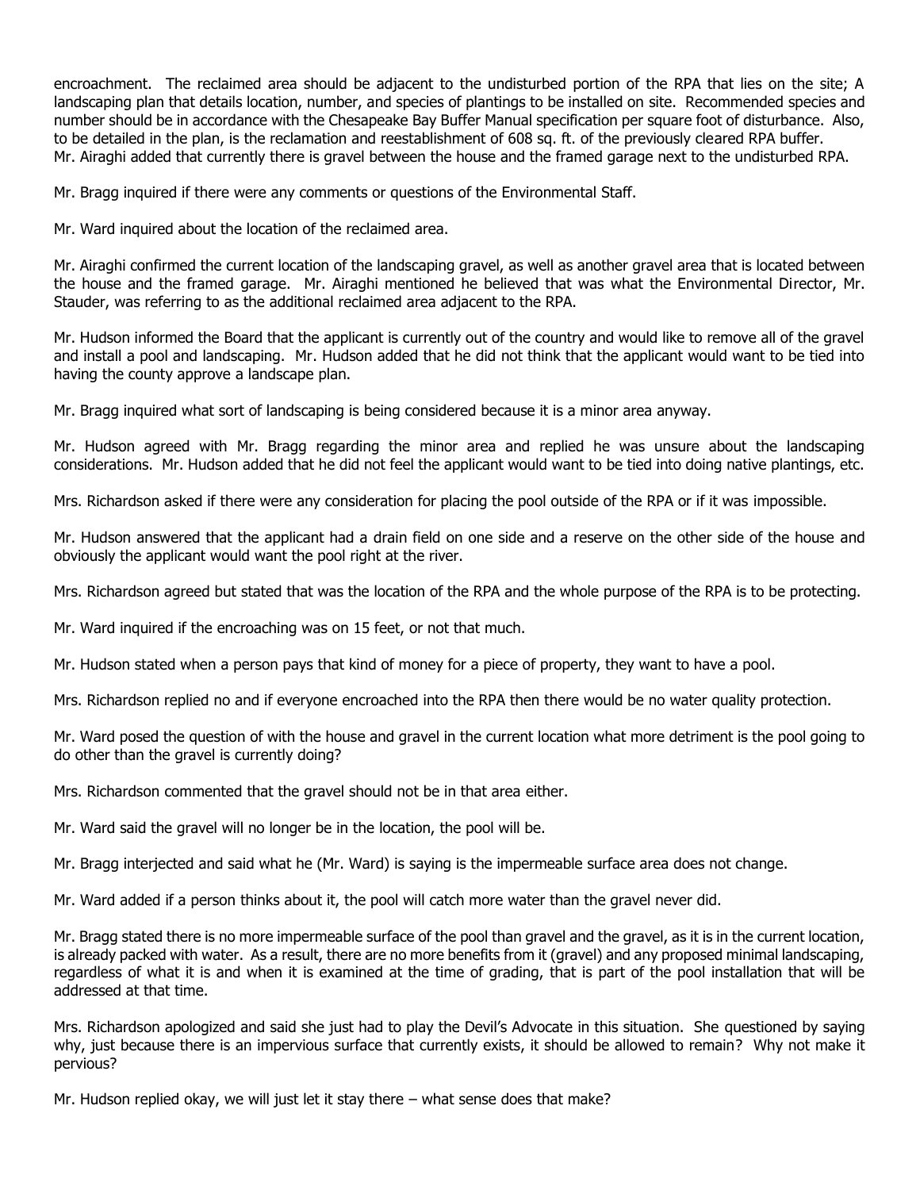encroachment. The reclaimed area should be adjacent to the undisturbed portion of the RPA that lies on the site; A landscaping plan that details location, number, and species of plantings to be installed on site. Recommended species and number should be in accordance with the Chesapeake Bay Buffer Manual specification per square foot of disturbance. Also, to be detailed in the plan, is the reclamation and reestablishment of 608 sq. ft. of the previously cleared RPA buffer. Mr. Airaghi added that currently there is gravel between the house and the framed garage next to the undisturbed RPA.

Mr. Bragg inquired if there were any comments or questions of the Environmental Staff.

Mr. Ward inquired about the location of the reclaimed area.

Mr. Airaghi confirmed the current location of the landscaping gravel, as well as another gravel area that is located between the house and the framed garage. Mr. Airaghi mentioned he believed that was what the Environmental Director, Mr. Stauder, was referring to as the additional reclaimed area adjacent to the RPA.

Mr. Hudson informed the Board that the applicant is currently out of the country and would like to remove all of the gravel and install a pool and landscaping. Mr. Hudson added that he did not think that the applicant would want to be tied into having the county approve a landscape plan.

Mr. Bragg inquired what sort of landscaping is being considered because it is a minor area anyway.

Mr. Hudson agreed with Mr. Bragg regarding the minor area and replied he was unsure about the landscaping considerations. Mr. Hudson added that he did not feel the applicant would want to be tied into doing native plantings, etc.

Mrs. Richardson asked if there were any consideration for placing the pool outside of the RPA or if it was impossible.

Mr. Hudson answered that the applicant had a drain field on one side and a reserve on the other side of the house and obviously the applicant would want the pool right at the river.

Mrs. Richardson agreed but stated that was the location of the RPA and the whole purpose of the RPA is to be protecting.

Mr. Ward inquired if the encroaching was on 15 feet, or not that much.

Mr. Hudson stated when a person pays that kind of money for a piece of property, they want to have a pool.

Mrs. Richardson replied no and if everyone encroached into the RPA then there would be no water quality protection.

Mr. Ward posed the question of with the house and gravel in the current location what more detriment is the pool going to do other than the gravel is currently doing?

Mrs. Richardson commented that the gravel should not be in that area either.

Mr. Ward said the gravel will no longer be in the location, the pool will be.

Mr. Bragg interjected and said what he (Mr. Ward) is saying is the impermeable surface area does not change.

Mr. Ward added if a person thinks about it, the pool will catch more water than the gravel never did.

Mr. Bragg stated there is no more impermeable surface of the pool than gravel and the gravel, as it is in the current location, is already packed with water. As a result, there are no more benefits from it (gravel) and any proposed minimal landscaping, regardless of what it is and when it is examined at the time of grading, that is part of the pool installation that will be addressed at that time.

Mrs. Richardson apologized and said she just had to play the Devil's Advocate in this situation. She questioned by saying why, just because there is an impervious surface that currently exists, it should be allowed to remain? Why not make it pervious?

Mr. Hudson replied okay, we will just let it stay there – what sense does that make?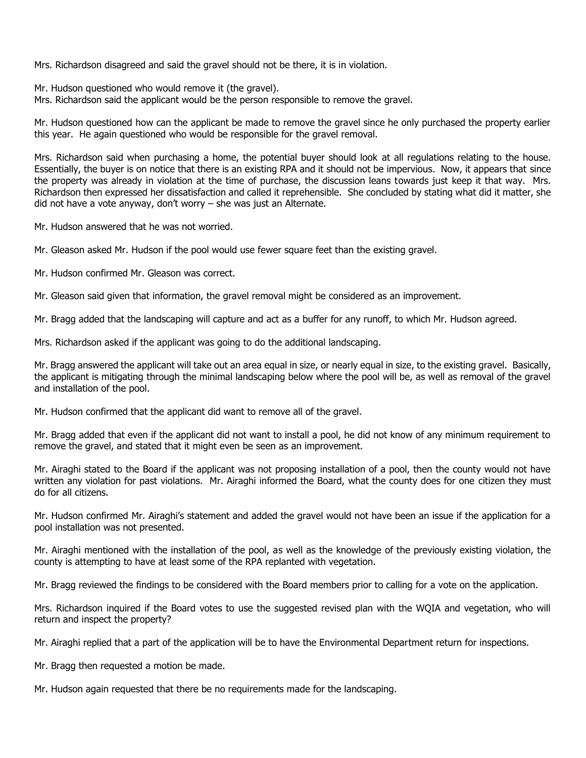Mrs. Richardson disagreed and said the gravel should not be there, it is in violation.

Mr. Hudson questioned who would remove it (the gravel).
Mrs. Richardson said the applicant would be the person responsible to remove the gravel.

Mr. Hudson questioned how can the applicant be made to remove the gravel since he only purchased the property earlier this year. He again questioned who would be responsible for the gravel removal.

Mrs. Richardson said when purchasing a home, the potential buyer should look at all regulations relating to the house. Essentially, the buyer is on notice that there is an existing RPA and it should not be impervious. Now, it appears that since the property was already in violation at the time of purchase, the discussion leans towards just keep it that way. Mrs. Richardson then expressed her dissatisfaction and called it reprehensible. She concluded by stating what did it matter, she did not have a vote anyway, don't worry – she was just an Alternate.

Mr. Hudson answered that he was not worried.

Mr. Gleason asked Mr. Hudson if the pool would use fewer square feet than the existing gravel.

Mr. Hudson confirmed Mr. Gleason was correct.

Mr. Gleason said given that information, the gravel removal might be considered as an improvement.

Mr. Bragg added that the landscaping will capture and act as a buffer for any runoff, to which Mr. Hudson agreed.

Mrs. Richardson asked if the applicant was going to do the additional landscaping.

Mr. Bragg answered the applicant will take out an area equal in size, or nearly equal in size, to the existing gravel. Basically, the applicant is mitigating through the minimal landscaping below where the pool will be, as well as removal of the gravel and installation of the pool.

Mr. Hudson confirmed that the applicant did want to remove all of the gravel.

Mr. Bragg added that even if the applicant did not want to install a pool, he did not know of any minimum requirement to remove the gravel, and stated that it might even be seen as an improvement.

Mr. Airaghi stated to the Board if the applicant was not proposing installation of a pool, then the county would not have written any violation for past violations. Mr. Airaghi informed the Board, what the county does for one citizen they must do for all citizens.

Mr. Hudson confirmed Mr. Airaghi's statement and added the gravel would not have been an issue if the application for a pool installation was not presented.

Mr. Airaghi mentioned with the installation of the pool, as well as the knowledge of the previously existing violation, the county is attempting to have at least some of the RPA replanted with vegetation.

Mr. Bragg reviewed the findings to be considered with the Board members prior to calling for a vote on the application.

Mrs. Richardson inquired if the Board votes to use the suggested revised plan with the WQIA and vegetation, who will return and inspect the property?

Mr. Airaghi replied that a part of the application will be to have the Environmental Department return for inspections.

Mr. Bragg then requested a motion be made.

Mr. Hudson again requested that there be no requirements made for the landscaping.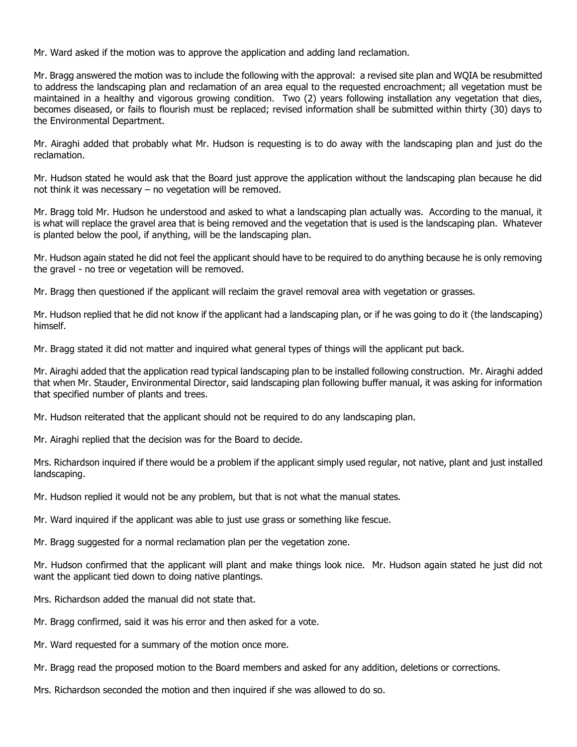Mr. Ward asked if the motion was to approve the application and adding land reclamation.

Mr. Bragg answered the motion was to include the following with the approval: a revised site plan and WQIA be resubmitted to address the landscaping plan and reclamation of an area equal to the requested encroachment; all vegetation must be maintained in a healthy and vigorous growing condition. Two (2) years following installation any vegetation that dies, becomes diseased, or fails to flourish must be replaced; revised information shall be submitted within thirty (30) days to the Environmental Department.

Mr. Airaghi added that probably what Mr. Hudson is requesting is to do away with the landscaping plan and just do the reclamation.

Mr. Hudson stated he would ask that the Board just approve the application without the landscaping plan because he did not think it was necessary – no vegetation will be removed.

Mr. Bragg told Mr. Hudson he understood and asked to what a landscaping plan actually was. According to the manual, it is what will replace the gravel area that is being removed and the vegetation that is used is the landscaping plan. Whatever is planted below the pool, if anything, will be the landscaping plan.

Mr. Hudson again stated he did not feel the applicant should have to be required to do anything because he is only removing the gravel - no tree or vegetation will be removed.

Mr. Bragg then questioned if the applicant will reclaim the gravel removal area with vegetation or grasses.

Mr. Hudson replied that he did not know if the applicant had a landscaping plan, or if he was going to do it (the landscaping) himself.

Mr. Bragg stated it did not matter and inquired what general types of things will the applicant put back.

Mr. Airaghi added that the application read typical landscaping plan to be installed following construction. Mr. Airaghi added that when Mr. Stauder, Environmental Director, said landscaping plan following buffer manual, it was asking for information that specified number of plants and trees.

Mr. Hudson reiterated that the applicant should not be required to do any landscaping plan.

Mr. Airaghi replied that the decision was for the Board to decide.

Mrs. Richardson inquired if there would be a problem if the applicant simply used regular, not native, plant and just installed landscaping.

Mr. Hudson replied it would not be any problem, but that is not what the manual states.

Mr. Ward inquired if the applicant was able to just use grass or something like fescue.

Mr. Bragg suggested for a normal reclamation plan per the vegetation zone.

Mr. Hudson confirmed that the applicant will plant and make things look nice. Mr. Hudson again stated he just did not want the applicant tied down to doing native plantings.

Mrs. Richardson added the manual did not state that.

Mr. Bragg confirmed, said it was his error and then asked for a vote.

Mr. Ward requested for a summary of the motion once more.

Mr. Bragg read the proposed motion to the Board members and asked for any addition, deletions or corrections.

Mrs. Richardson seconded the motion and then inquired if she was allowed to do so.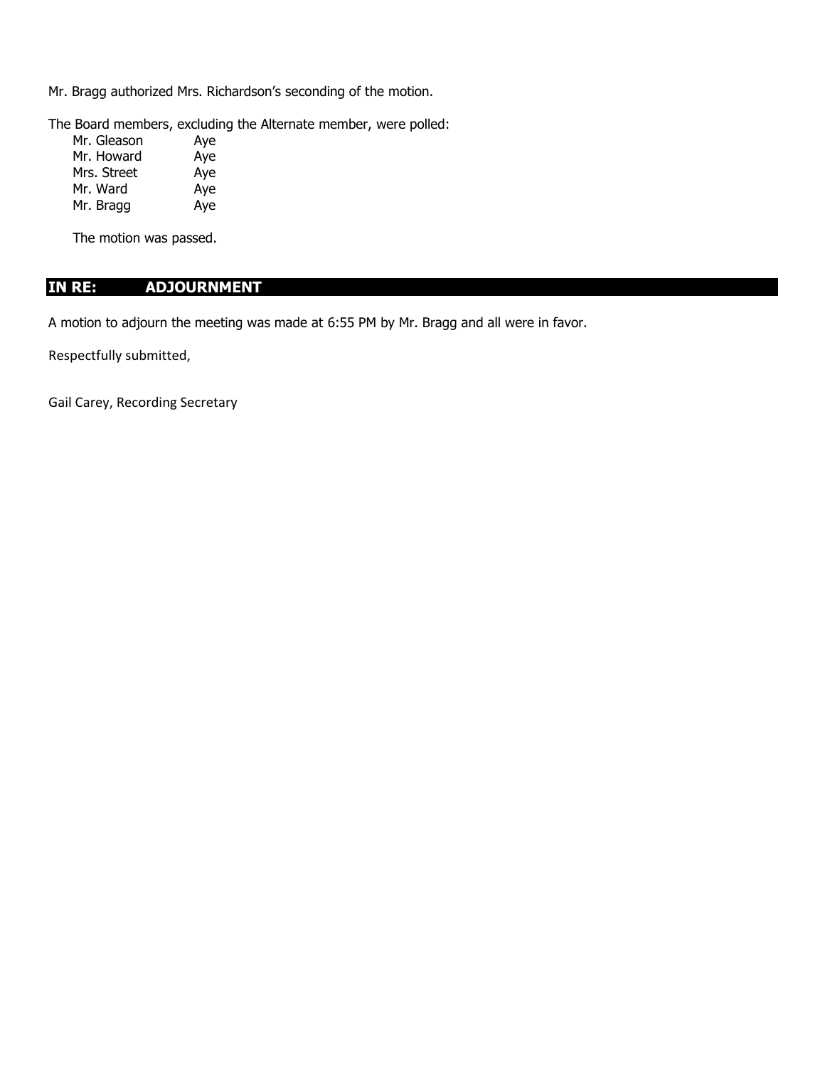Mr. Bragg authorized Mrs. Richardson's seconding of the motion.

The Board members, excluding the Alternate member, were polled:

| | |
|---|---|
| Mr. Gleason | Aye |
| Mr. Howard | Aye |
| Mrs. Street | Aye |
| Mr. Ward | Aye |
| Mr. Bragg | Aye |

The motion was passed.

## IN RE: ADJOURNMENT

A motion to adjourn the meeting was made at 6:55 PM by Mr. Bragg and all were in favor.

Respectfully submitted,

Gail Carey, Recording Secretary